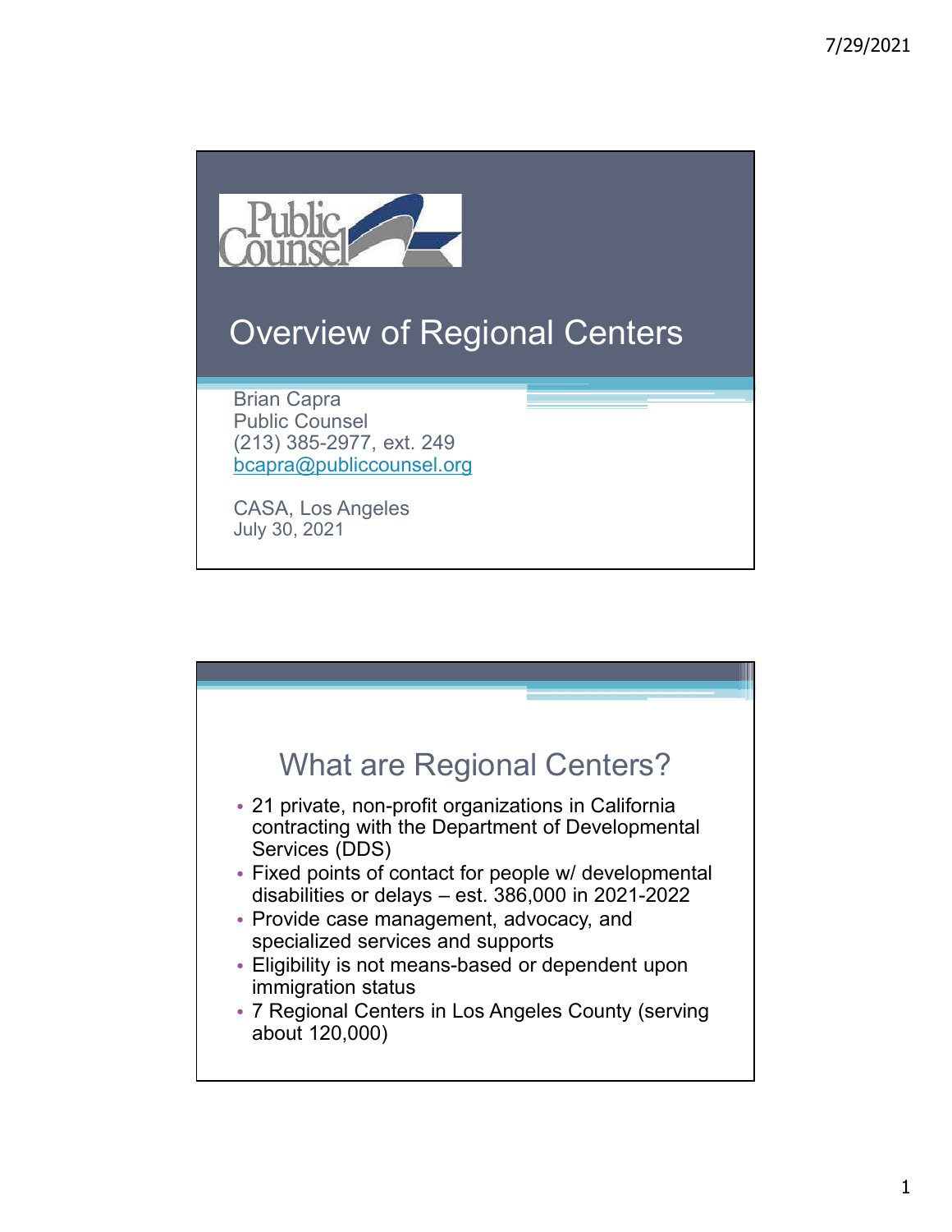# Overview of Regional Centers

Brian Capra
Public Counsel
(213) 385-2977, ext. 249
bcapra@publiccounsel.org

CASA, Los Angeles
July 30, 2021

## What are Regional Centers?

- 21 private, non-profit organizations in California contracting with the Department of Developmental Services (DDS)
- Fixed points of contact for people w/ developmental disabilities or delays – est. 386,000 in 2021-2022
- Provide case management, advocacy, and specialized services and supports
- Eligibility is not means-based or dependent upon immigration status
- 7 Regional Centers in Los Angeles County (serving about 120,000)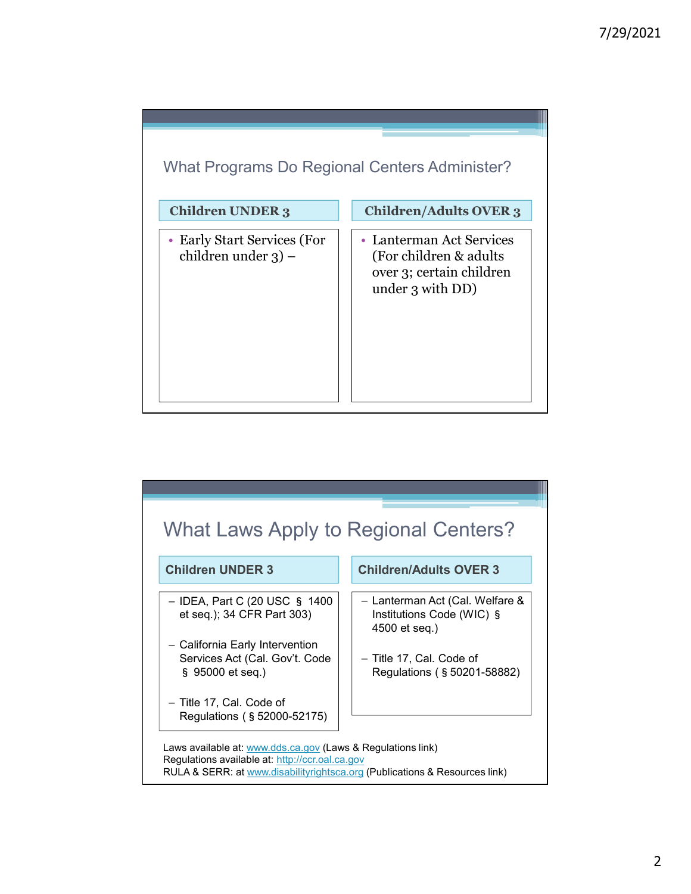## What Programs Do Regional Centers Administer?

| Children UNDER 3 | Children/Adults OVER 3 |
|---|---|
| • Early Start Services (For children under 3) – | • Lanterman Act Services (For children & adults over 3; certain children under 3 with DD) |

## What Laws Apply to Regional Centers?

| Children UNDER 3 | Children/Adults OVER 3 |
|---|---|
| – IDEA, Part C (20 USC § 1400 et seq.); 34 CFR Part 303)<br><br>– California Early Intervention Services Act (Cal. Gov't. Code § 95000 et seq.)<br><br>– Title 17, Cal. Code of Regulations ( § 52000-52175) | – Lanterman Act (Cal. Welfare & Institutions Code (WIC) § 4500 et seq.)<br><br>– Title 17, Cal. Code of Regulations ( § 50201-58882) |

Laws available at: www.dds.ca.gov (Laws & Regulations link)
Regulations available at: http://ccr.oal.ca.gov
RULA & SERR: at www.disabilityrightsca.org (Publications & Resources link)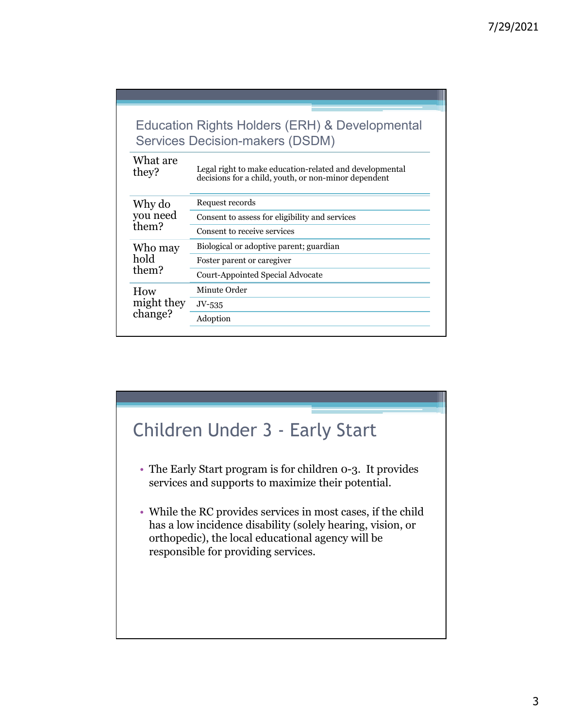## Education Rights Holders (ERH) & Developmental Services Decision-makers (DSDM)

| | |
|---|---|
| What are they? | Legal right to make education-related and developmental decisions for a child, youth, or non-minor dependent |
| Why do you need them? | Request records |
| | Consent to assess for eligibility and services |
| | Consent to receive services |
| Who may hold them? | Biological or adoptive parent; guardian |
| | Foster parent or caregiver |
| | Court-Appointed Special Advocate |
| How might they change? | Minute Order |
| | JV-535 |
| | Adoption |

## Children Under 3 - Early Start

- The Early Start program is for children 0-3. It provides services and supports to maximize their potential.
- While the RC provides services in most cases, if the child has a low incidence disability (solely hearing, vision, or orthopedic), the local educational agency will be responsible for providing services.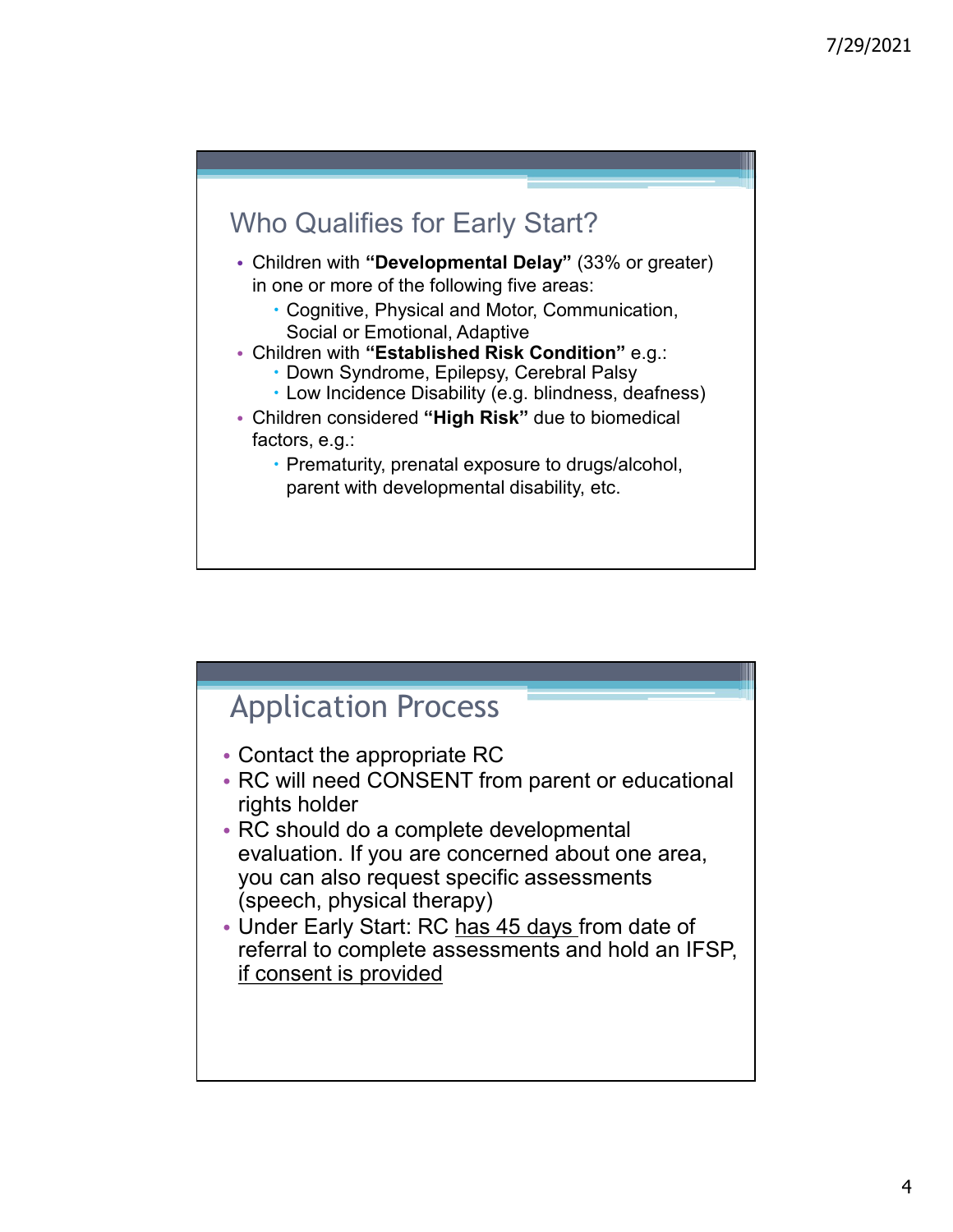## Who Qualifies for Early Start?

- Children with **"Developmental Delay"** (33% or greater) in one or more of the following five areas:
  - Cognitive, Physical and Motor, Communication, Social or Emotional, Adaptive
- Children with **"Established Risk Condition"** e.g.:
  - Down Syndrome, Epilepsy, Cerebral Palsy
  - Low Incidence Disability (e.g. blindness, deafness)
- Children considered **"High Risk"** due to biomedical factors, e.g.:
  - Prematurity, prenatal exposure to drugs/alcohol, parent with developmental disability, etc.

## Application Process

- Contact the appropriate RC
- RC will need CONSENT from parent or educational rights holder
- RC should do a complete developmental evaluation. If you are concerned about one area, you can also request specific assessments (speech, physical therapy)
- Under Early Start: RC <u>has 45 days</u> from date of referral to complete assessments and hold an IFSP, <u>if consent is provided</u>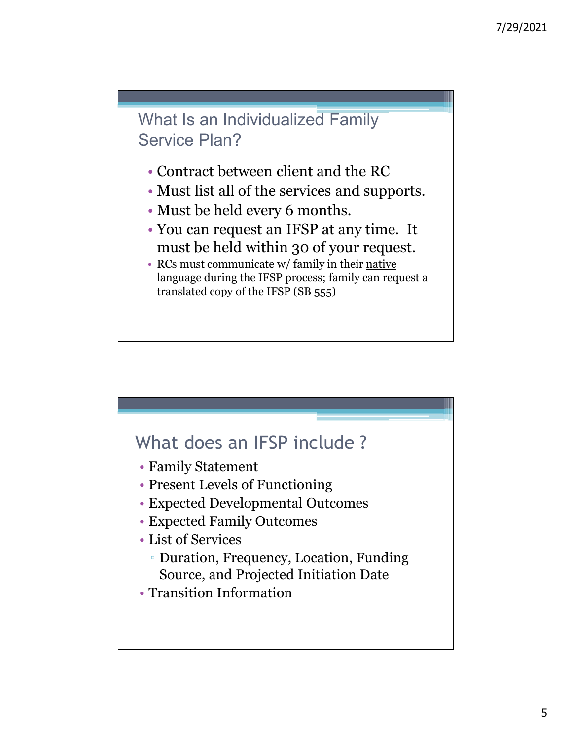## What Is an Individualized Family Service Plan?

- Contract between client and the RC
- Must list all of the services and supports.
- Must be held every 6 months.
- You can request an IFSP at any time. It must be held within 30 of your request.
- RCs must communicate w/ family in their native language during the IFSP process; family can request a translated copy of the IFSP (SB 555)

## What does an IFSP include ?

- Family Statement
- Present Levels of Functioning
- Expected Developmental Outcomes
- Expected Family Outcomes
- List of Services
  - Duration, Frequency, Location, Funding Source, and Projected Initiation Date
- Transition Information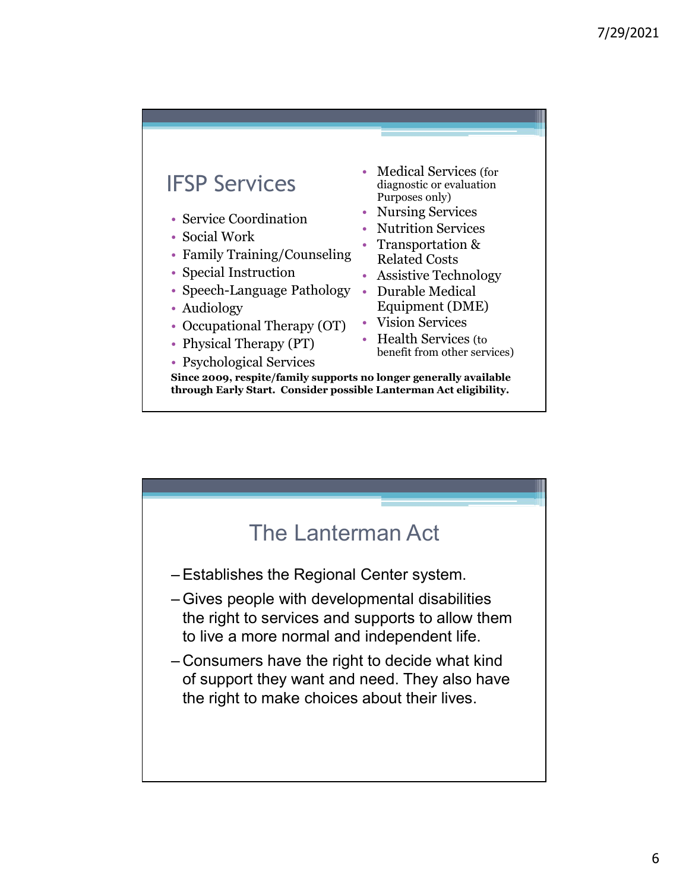## IFSP Services

- Service Coordination
- Social Work
- Family Training/Counseling
- Special Instruction
- Speech-Language Pathology
- Audiology
- Occupational Therapy (OT)
- Physical Therapy (PT)
- Psychological Services
- Medical Services (for diagnostic or evaluation Purposes only)
- Nursing Services
- Nutrition Services
- Transportation & Related Costs
- Assistive Technology
- Durable Medical Equipment (DME)
- Vision Services
- Health Services (to benefit from other services)

**Since 2009, respite/family supports no longer generally available through Early Start. Consider possible Lanterman Act eligibility.**

## The Lanterman Act

- Establishes the Regional Center system.
- Gives people with developmental disabilities the right to services and supports to allow them to live a more normal and independent life.
- Consumers have the right to decide what kind of support they want and need. They also have the right to make choices about their lives.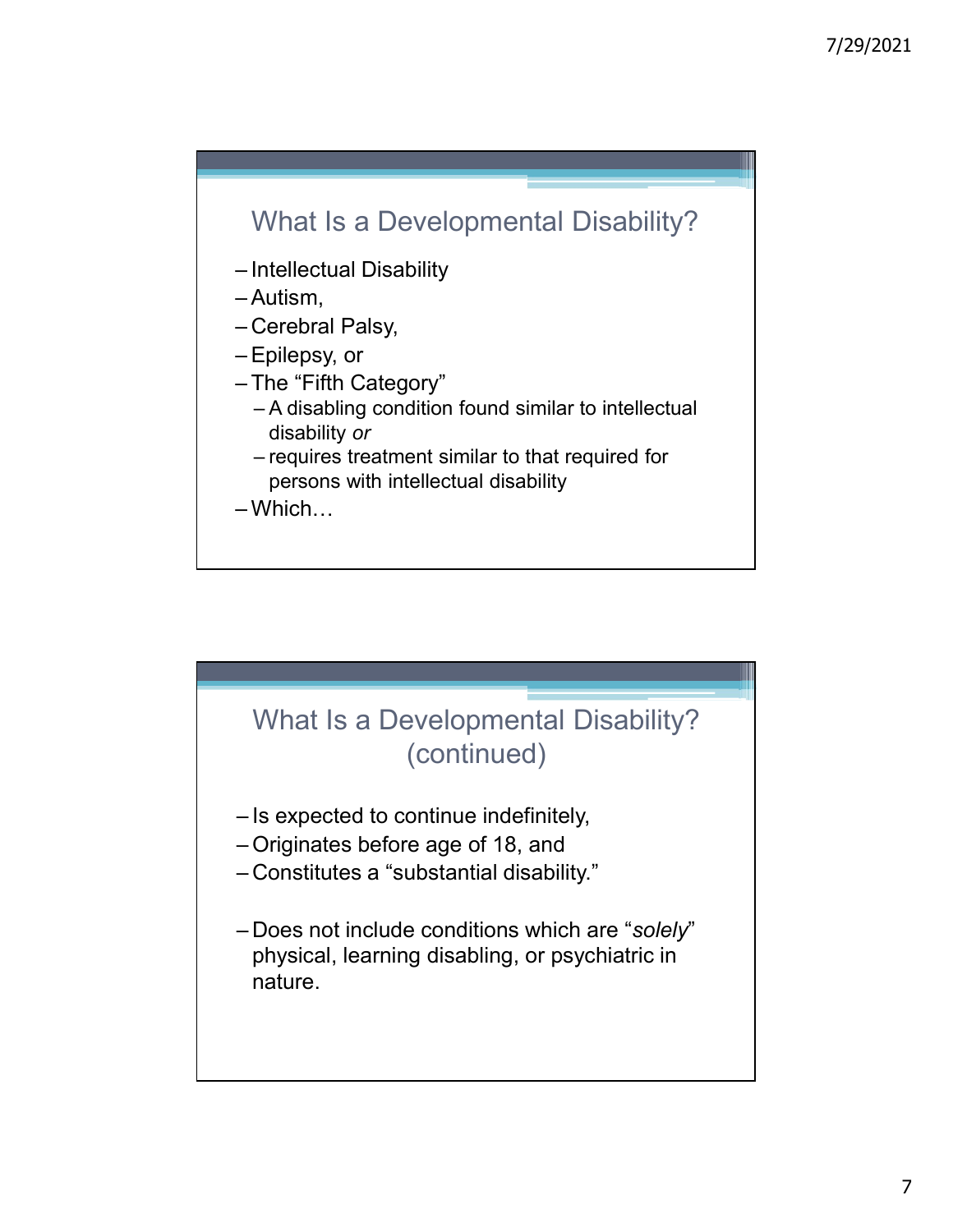## What Is a Developmental Disability?

- Intellectual Disability
- Autism,
- Cerebral Palsy,
- Epilepsy, or
- The "Fifth Category"
  - A disabling condition found similar to intellectual disability *or*
  - requires treatment similar to that required for persons with intellectual disability
- Which…

## What Is a Developmental Disability? (continued)

- Is expected to continue indefinitely,
- Originates before age of 18, and
- Constitutes a "substantial disability."

- Does not include conditions which are "*solely*" physical, learning disabling, or psychiatric in nature.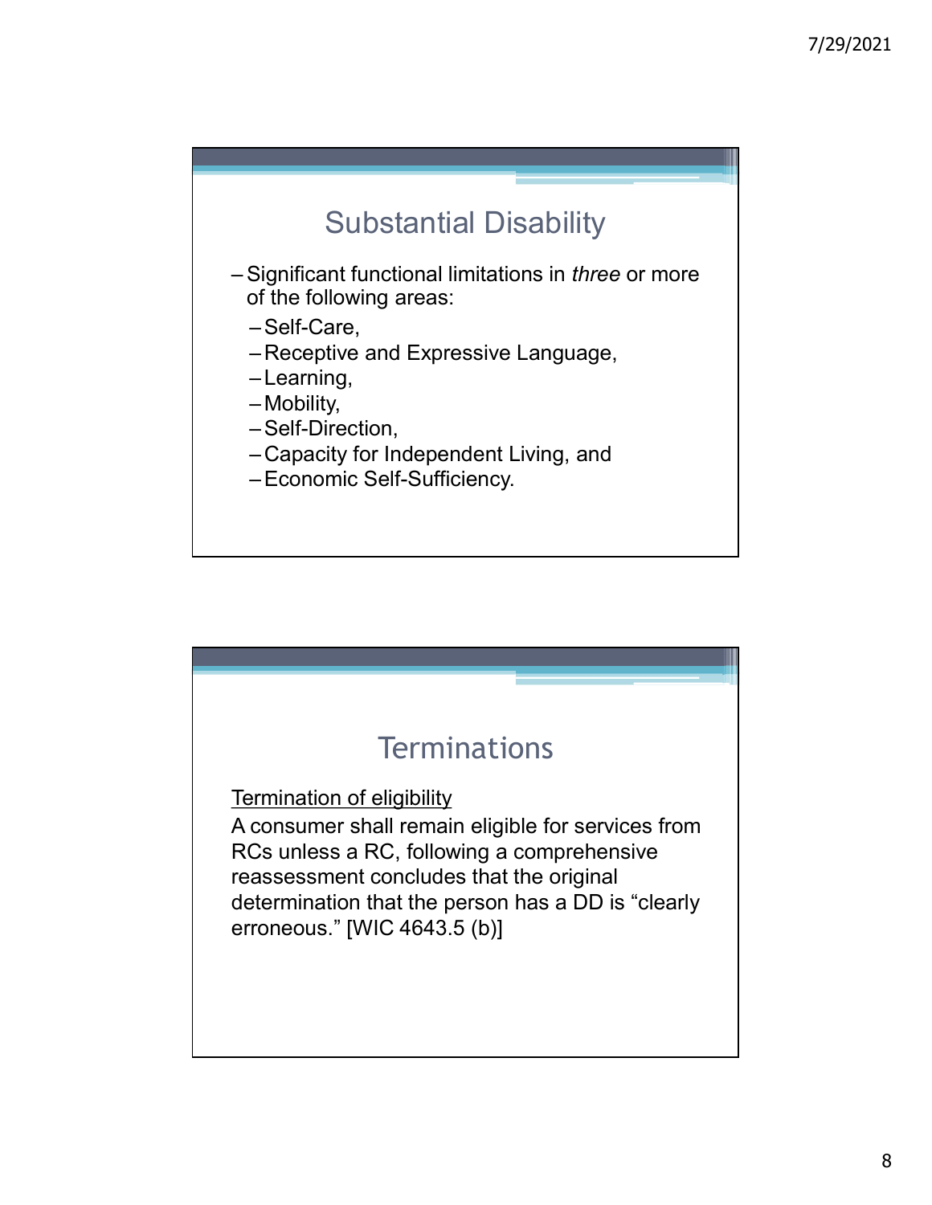## Substantial Disability

- Significant functional limitations in *three* or more of the following areas:
  - Self-Care,
  - Receptive and Expressive Language,
  - Learning,
  - Mobility,
  - Self-Direction,
  - Capacity for Independent Living, and
  - Economic Self-Sufficiency.

## Terminations

<u>Termination of eligibility</u>

A consumer shall remain eligible for services from RCs unless a RC, following a comprehensive reassessment concludes that the original determination that the person has a DD is “clearly erroneous.” [WIC 4643.5 (b)]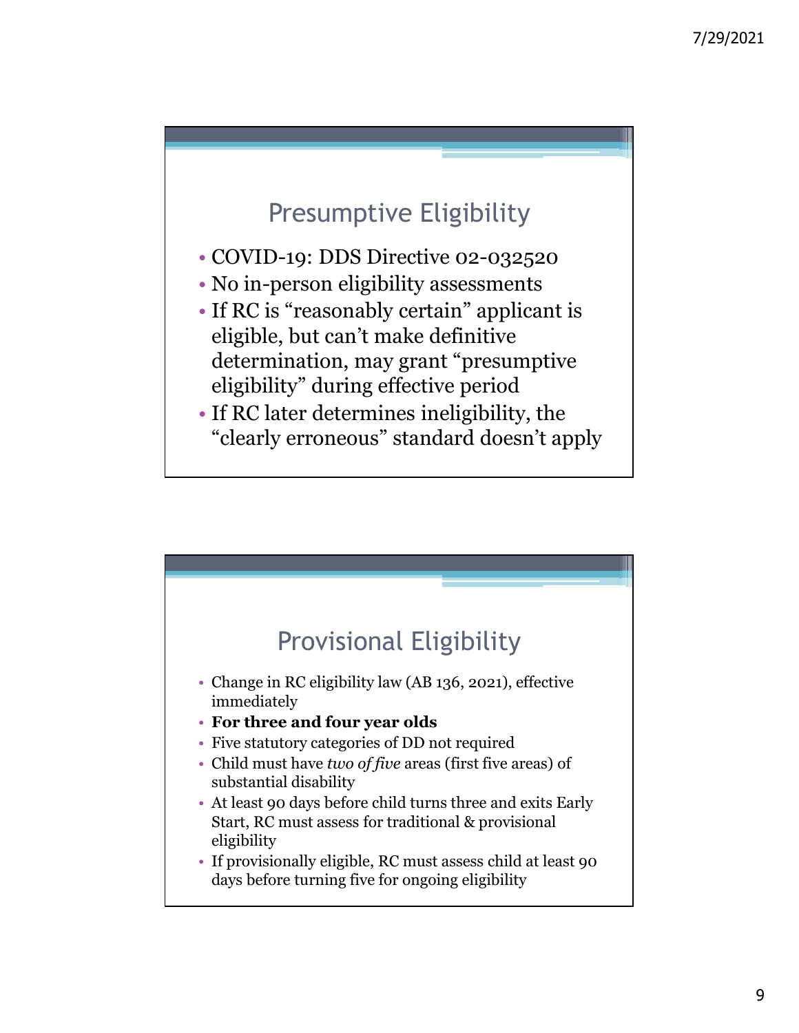## Presumptive Eligibility

- COVID-19: DDS Directive 02-032520
- No in-person eligibility assessments
- If RC is "reasonably certain" applicant is eligible, but can't make definitive determination, may grant "presumptive eligibility" during effective period
- If RC later determines ineligibility, the "clearly erroneous" standard doesn't apply

## Provisional Eligibility

- Change in RC eligibility law (AB 136, 2021), effective immediately
- **For three and four year olds**
- Five statutory categories of DD not required
- Child must have *two of five* areas (first five areas) of substantial disability
- At least 90 days before child turns three and exits Early Start, RC must assess for traditional & provisional eligibility
- If provisionally eligible, RC must assess child at least 90 days before turning five for ongoing eligibility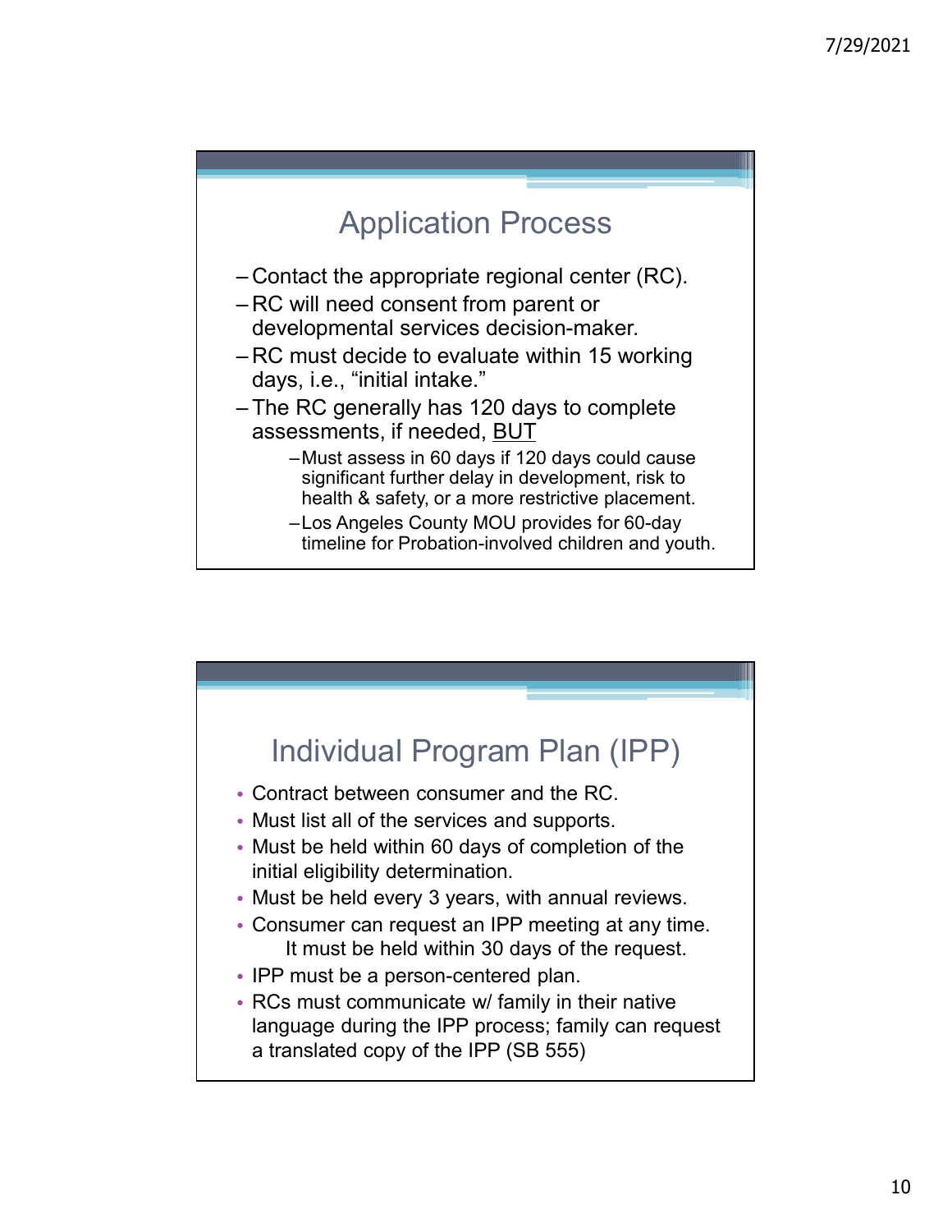## Application Process

- Contact the appropriate regional center (RC).
- RC will need consent from parent or developmental services decision-maker.
- RC must decide to evaluate within 15 working days, i.e., "initial intake."
- The RC generally has 120 days to complete assessments, if needed, <u>BUT</u>
  - Must assess in 60 days if 120 days could cause significant further delay in development, risk to health & safety, or a more restrictive placement.
  - Los Angeles County MOU provides for 60-day timeline for Probation-involved children and youth.

## Individual Program Plan (IPP)

- Contract between consumer and the RC.
- Must list all of the services and supports.
- Must be held within 60 days of completion of the initial eligibility determination.
- Must be held every 3 years, with annual reviews.
- Consumer can request an IPP meeting at any time. It must be held within 30 days of the request.
- IPP must be a person-centered plan.
- RCs must communicate w/ family in their native language during the IPP process; family can request a translated copy of the IPP (SB 555)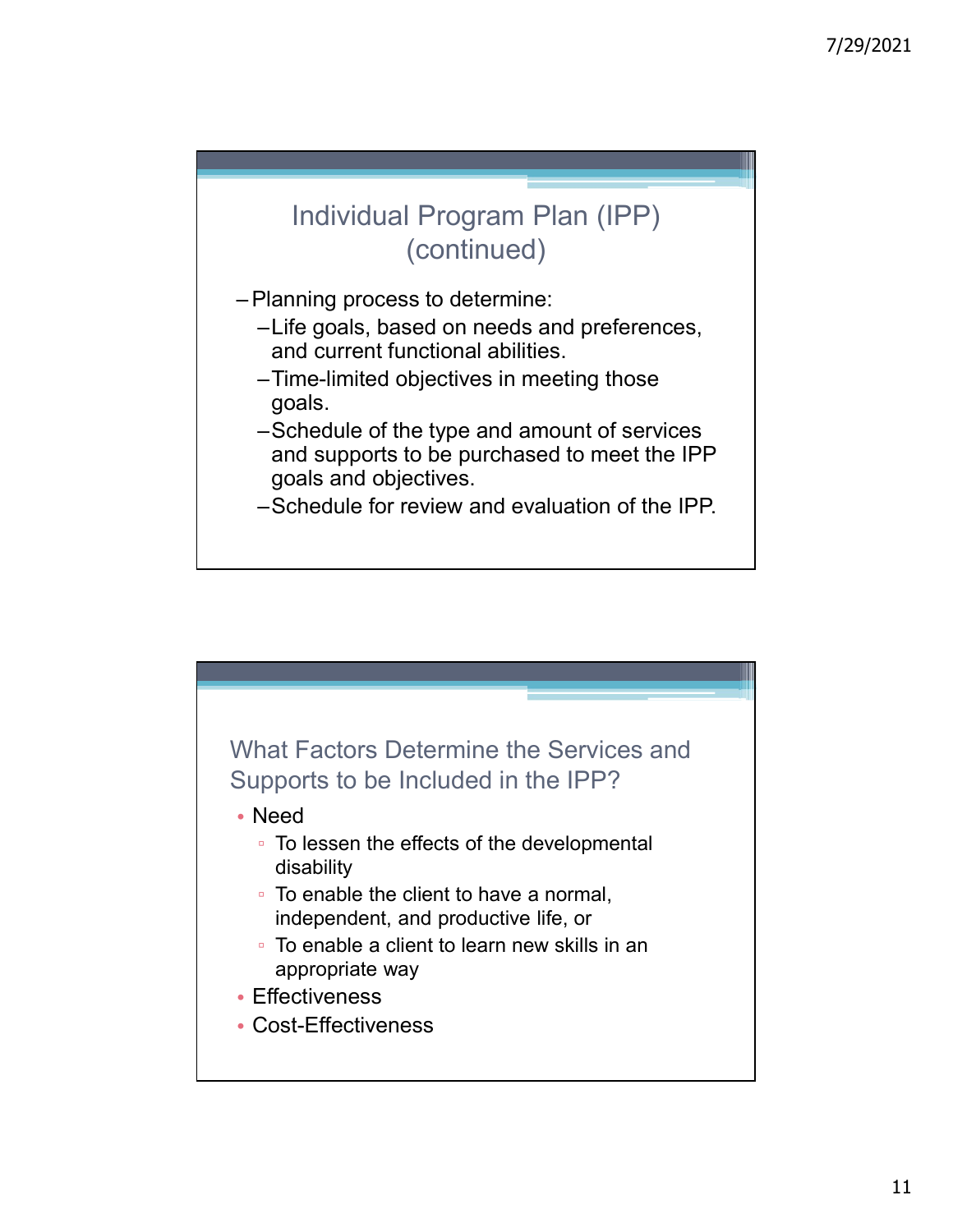## Individual Program Plan (IPP) (continued)

- Planning process to determine:
  - Life goals, based on needs and preferences, and current functional abilities.
  - Time-limited objectives in meeting those goals.
  - Schedule of the type and amount of services and supports to be purchased to meet the IPP goals and objectives.
  - Schedule for review and evaluation of the IPP.

## What Factors Determine the Services and Supports to be Included in the IPP?

- Need
  - To lessen the effects of the developmental disability
  - To enable the client to have a normal, independent, and productive life, or
  - To enable a client to learn new skills in an appropriate way
- Effectiveness
- Cost-Effectiveness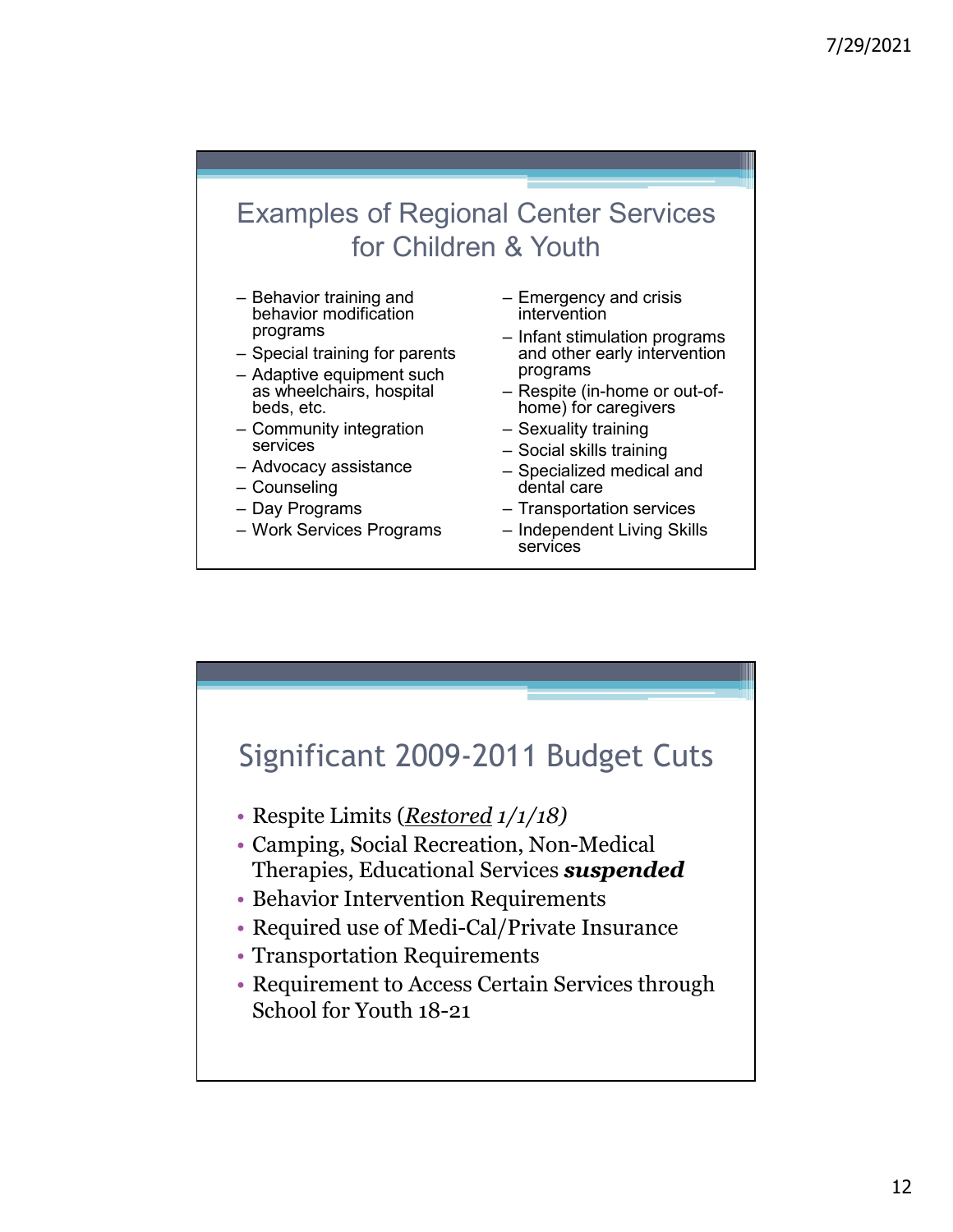## Examples of Regional Center Services for Children & Youth

- Behavior training and behavior modification programs
- Special training for parents
- Adaptive equipment such as wheelchairs, hospital beds, etc.
- Community integration services
- Advocacy assistance
- Counseling
- Day Programs
- Work Services Programs
- Emergency and crisis intervention
- Infant stimulation programs and other early intervention programs
- Respite (in-home or out-of-home) for caregivers
- Sexuality training
- Social skills training
- Specialized medical and dental care
- Transportation services
- Independent Living Skills services

## Significant 2009-2011 Budget Cuts

- Respite Limits (*Restored 1/1/18)*
- Camping, Social Recreation, Non-Medical Therapies, Educational Services ***suspended***
- Behavior Intervention Requirements
- Required use of Medi-Cal/Private Insurance
- Transportation Requirements
- Requirement to Access Certain Services through School for Youth 18-21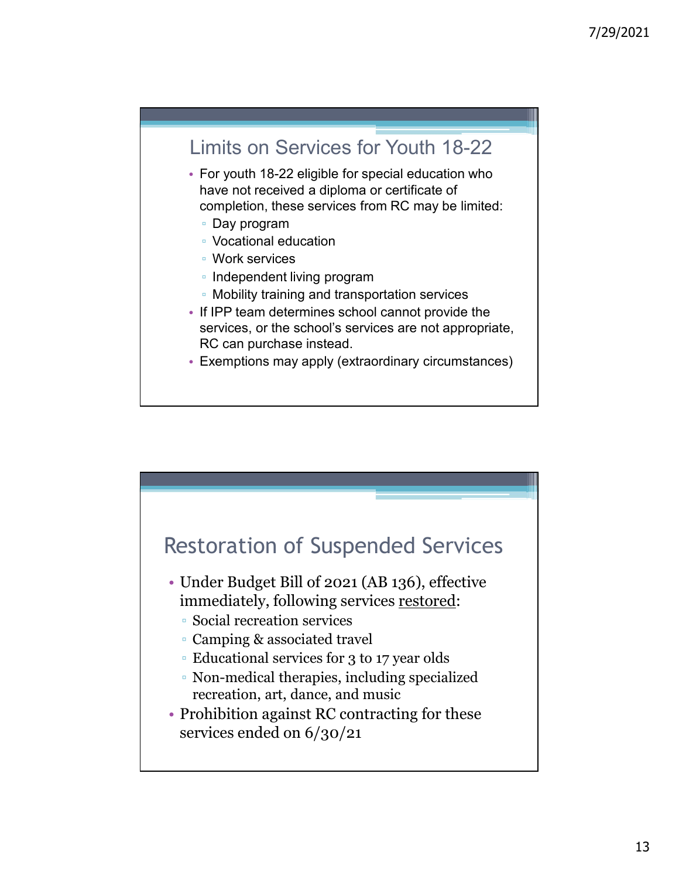## Limits on Services for Youth 18-22

- For youth 18-22 eligible for special education who have not received a diploma or certificate of completion, these services from RC may be limited:
  - Day program
  - Vocational education
  - Work services
  - Independent living program
  - Mobility training and transportation services
- If IPP team determines school cannot provide the services, or the school's services are not appropriate, RC can purchase instead.
- Exemptions may apply (extraordinary circumstances)

## Restoration of Suspended Services

- Under Budget Bill of 2021 (AB 136), effective immediately, following services restored:
  - Social recreation services
  - Camping & associated travel
  - Educational services for 3 to 17 year olds
  - Non-medical therapies, including specialized recreation, art, dance, and music
- Prohibition against RC contracting for these services ended on 6/30/21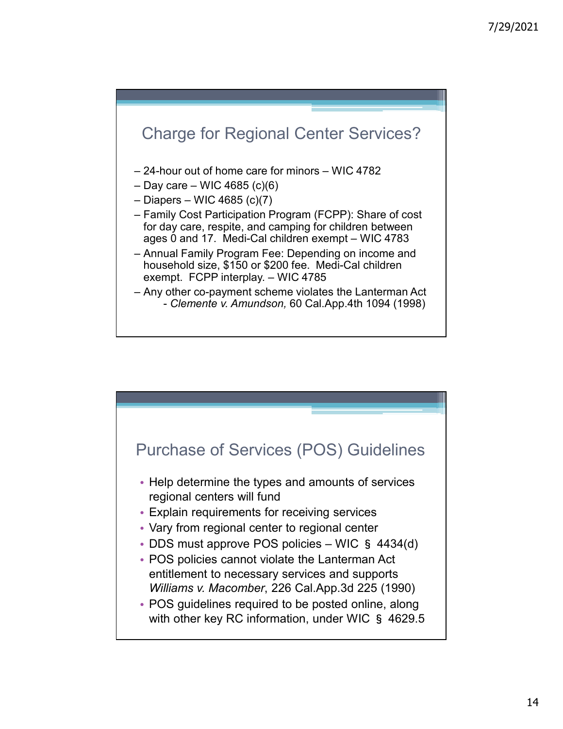## Charge for Regional Center Services?

- 24-hour out of home care for minors – WIC 4782
- Day care – WIC 4685 (c)(6)
- Diapers – WIC 4685 (c)(7)
- Family Cost Participation Program (FCPP): Share of cost for day care, respite, and camping for children between ages 0 and 17. Medi-Cal children exempt – WIC 4783
- Annual Family Program Fee: Depending on income and household size, $150 or $200 fee. Medi-Cal children exempt. FCPP interplay. – WIC 4785
- Any other co-payment scheme violates the Lanterman Act - *Clemente v. Amundson,* 60 Cal.App.4th 1094 (1998)

## Purchase of Services (POS) Guidelines

- Help determine the types and amounts of services regional centers will fund
- Explain requirements for receiving services
- Vary from regional center to regional center
- DDS must approve POS policies – WIC § 4434(d)
- POS policies cannot violate the Lanterman Act entitlement to necessary services and supports *Williams v. Macomber*, 226 Cal.App.3d 225 (1990)
- POS guidelines required to be posted online, along with other key RC information, under WIC § 4629.5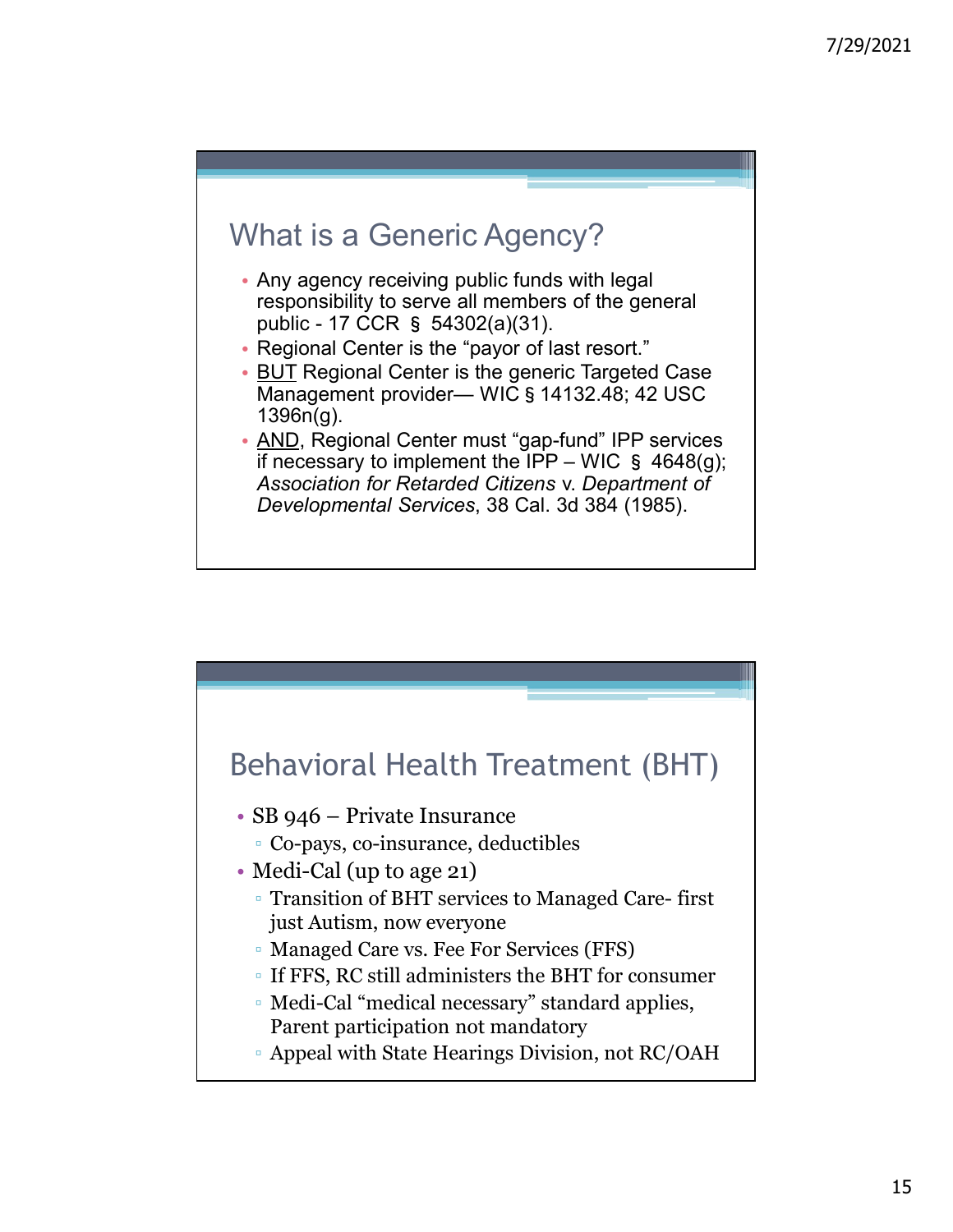## What is a Generic Agency?

- Any agency receiving public funds with legal responsibility to serve all members of the general public - 17 CCR § 54302(a)(31).
- Regional Center is the "payor of last resort."
- <u>BUT</u> Regional Center is the generic Targeted Case Management provider— WIC § 14132.48; 42 USC 1396n(g).
- <u>AND</u>, Regional Center must "gap-fund" IPP services if necessary to implement the IPP – WIC § 4648(g); *Association for Retarded Citizens* v. *Department of Developmental Services*, 38 Cal. 3d 384 (1985).

## Behavioral Health Treatment (BHT)

- SB 946 – Private Insurance
  - Co-pays, co-insurance, deductibles
- Medi-Cal (up to age 21)
  - Transition of BHT services to Managed Care- first just Autism, now everyone
  - Managed Care vs. Fee For Services (FFS)
  - If FFS, RC still administers the BHT for consumer
  - Medi-Cal "medical necessary" standard applies, Parent participation not mandatory
  - Appeal with State Hearings Division, not RC/OAH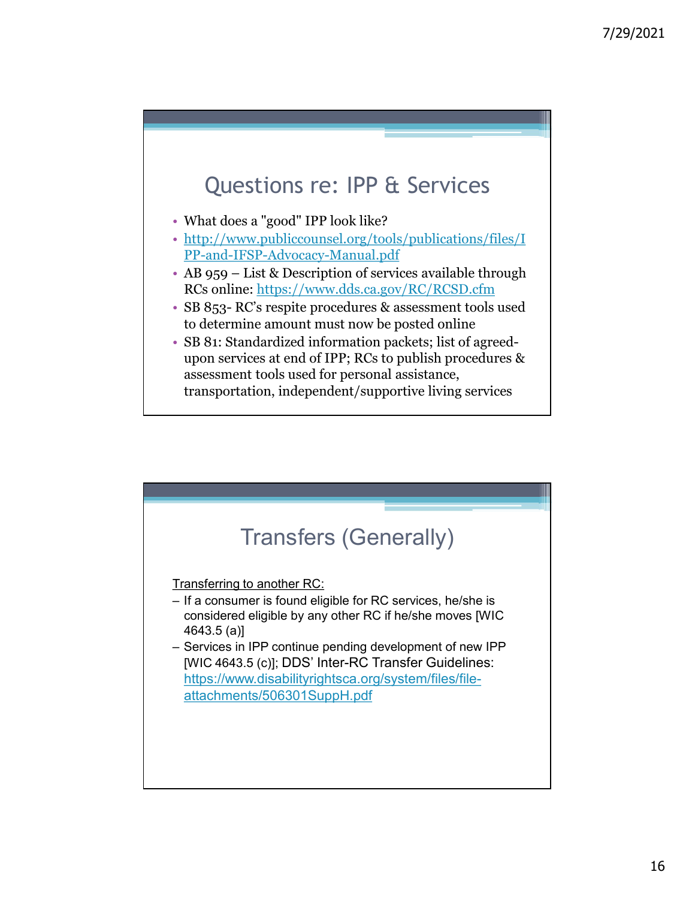## Questions re: IPP & Services

- What does a "good" IPP look like?
- http://www.publiccounsel.org/tools/publications/files/IPP-and-IFSP-Advocacy-Manual.pdf
- AB 959 – List & Description of services available through RCs online: https://www.dds.ca.gov/RC/RCSD.cfm
- SB 853- RC's respite procedures & assessment tools used to determine amount must now be posted online
- SB 81: Standardized information packets; list of agreed-upon services at end of IPP; RCs to publish procedures & assessment tools used for personal assistance, transportation, independent/supportive living services

## Transfers (Generally)

Transferring to another RC:

- If a consumer is found eligible for RC services, he/she is considered eligible by any other RC if he/she moves [WIC 4643.5 (a)]
- Services in IPP continue pending development of new IPP [WIC 4643.5 (c)]; DDS' Inter-RC Transfer Guidelines: https://www.disabilityrightsca.org/system/files/file-attachments/506301SuppH.pdf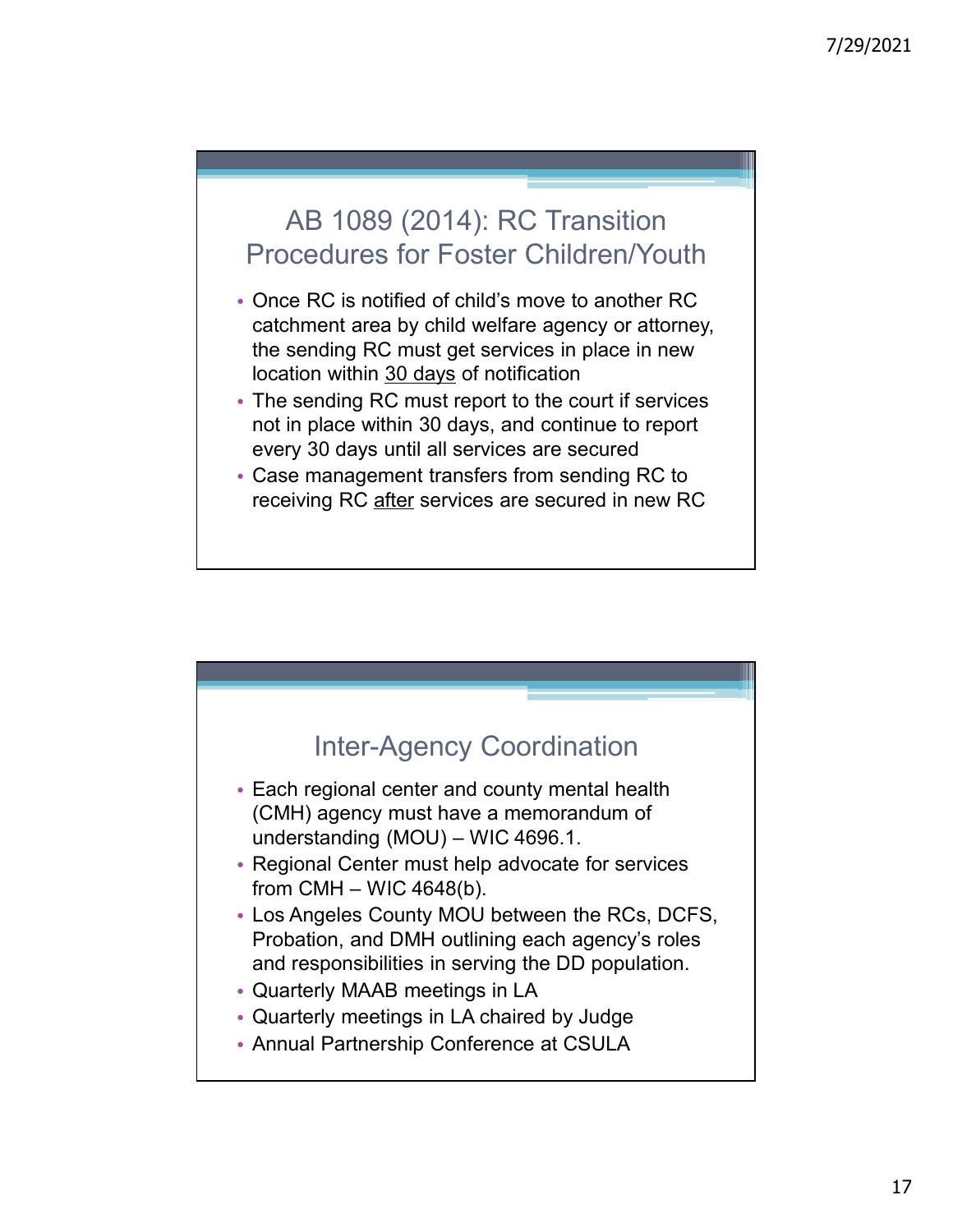## AB 1089 (2014): RC Transition Procedures for Foster Children/Youth

- Once RC is notified of child's move to another RC catchment area by child welfare agency or attorney, the sending RC must get services in place in new location within <u>30 days</u> of notification
- The sending RC must report to the court if services not in place within 30 days, and continue to report every 30 days until all services are secured
- Case management transfers from sending RC to receiving RC <u>after</u> services are secured in new RC

## Inter-Agency Coordination

- Each regional center and county mental health (CMH) agency must have a memorandum of understanding (MOU) – WIC 4696.1.
- Regional Center must help advocate for services from CMH – WIC 4648(b).
- Los Angeles County MOU between the RCs, DCFS, Probation, and DMH outlining each agency's roles and responsibilities in serving the DD population.
- Quarterly MAAB meetings in LA
- Quarterly meetings in LA chaired by Judge
- Annual Partnership Conference at CSULA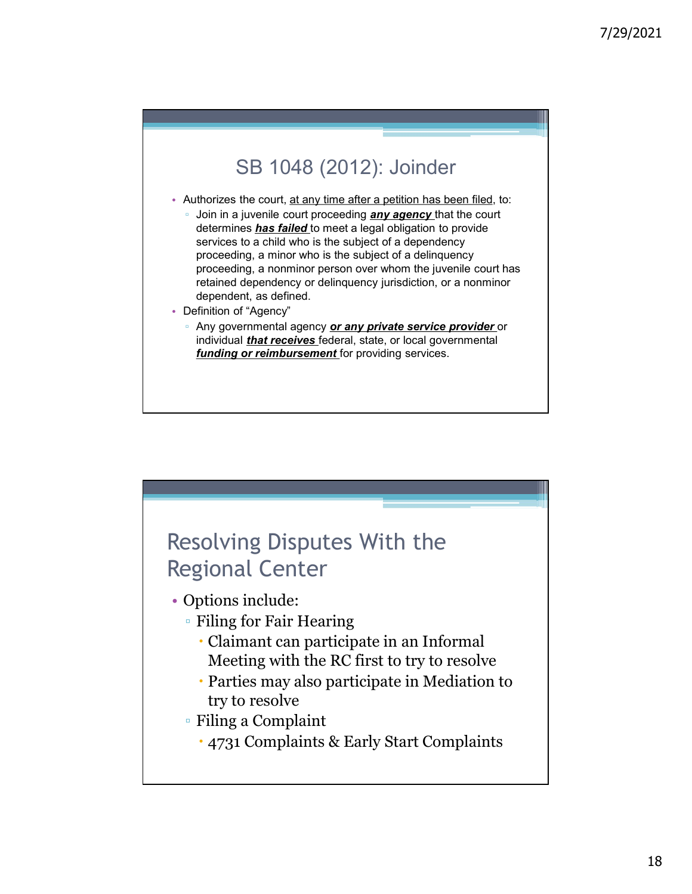## SB 1048 (2012): Joinder

- Authorizes the court, <u>at any time after a petition has been filed</u>, to:
  - Join in a juvenile court proceeding ***<u>any agency</u>*** that the court determines ***<u>has failed</u>*** to meet a legal obligation to provide services to a child who is the subject of a dependency proceeding, a minor who is the subject of a delinquency proceeding, a nonminor person over whom the juvenile court has retained dependency or delinquency jurisdiction, or a nonminor dependent, as defined.
- Definition of "Agency"
  - Any governmental agency ***<u>or any private service provider</u>*** or individual ***<u>that receives</u>*** federal, state, or local governmental ***<u>funding or reimbursement</u>*** for providing services.

## Resolving Disputes With the Regional Center

- Options include:
  - Filing for Fair Hearing
    - Claimant can participate in an Informal Meeting with the RC first to try to resolve
    - Parties may also participate in Mediation to try to resolve
  - Filing a Complaint
    - 4731 Complaints & Early Start Complaints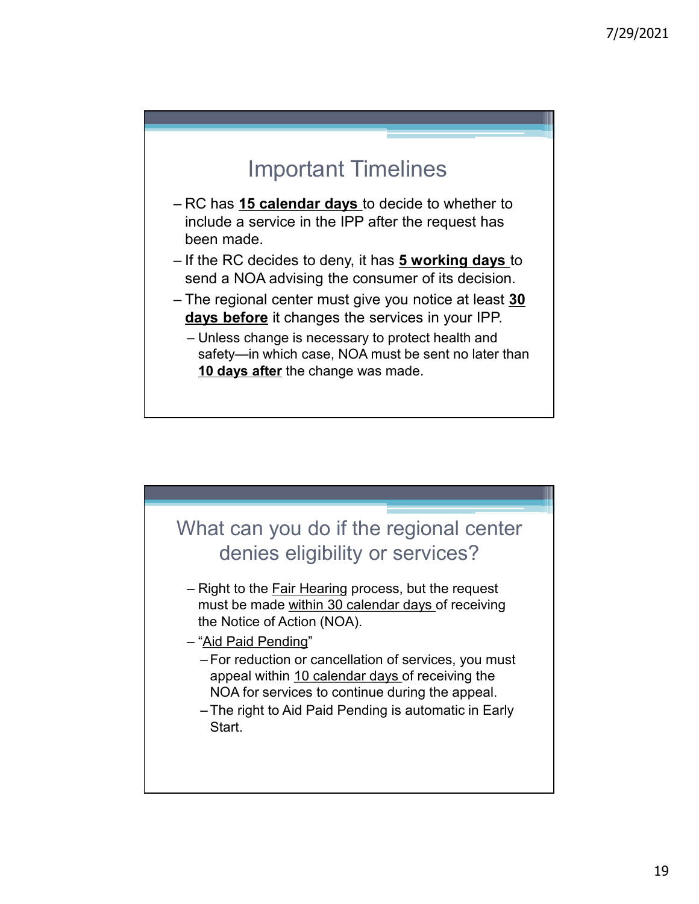## Important Timelines

- RC has **15 calendar days** to decide to whether to include a service in the IPP after the request has been made.
- If the RC decides to deny, it has **5 working days** to send a NOA advising the consumer of its decision.
- The regional center must give you notice at least **30 days before** it changes the services in your IPP.
  - Unless change is necessary to protect health and safety—in which case, NOA must be sent no later than **10 days after** the change was made.

## What can you do if the regional center denies eligibility or services?

- Right to the Fair Hearing process, but the request must be made within 30 calendar days of receiving the Notice of Action (NOA).
- "Aid Paid Pending"
  - For reduction or cancellation of services, you must appeal within 10 calendar days of receiving the NOA for services to continue during the appeal.
  - The right to Aid Paid Pending is automatic in Early Start.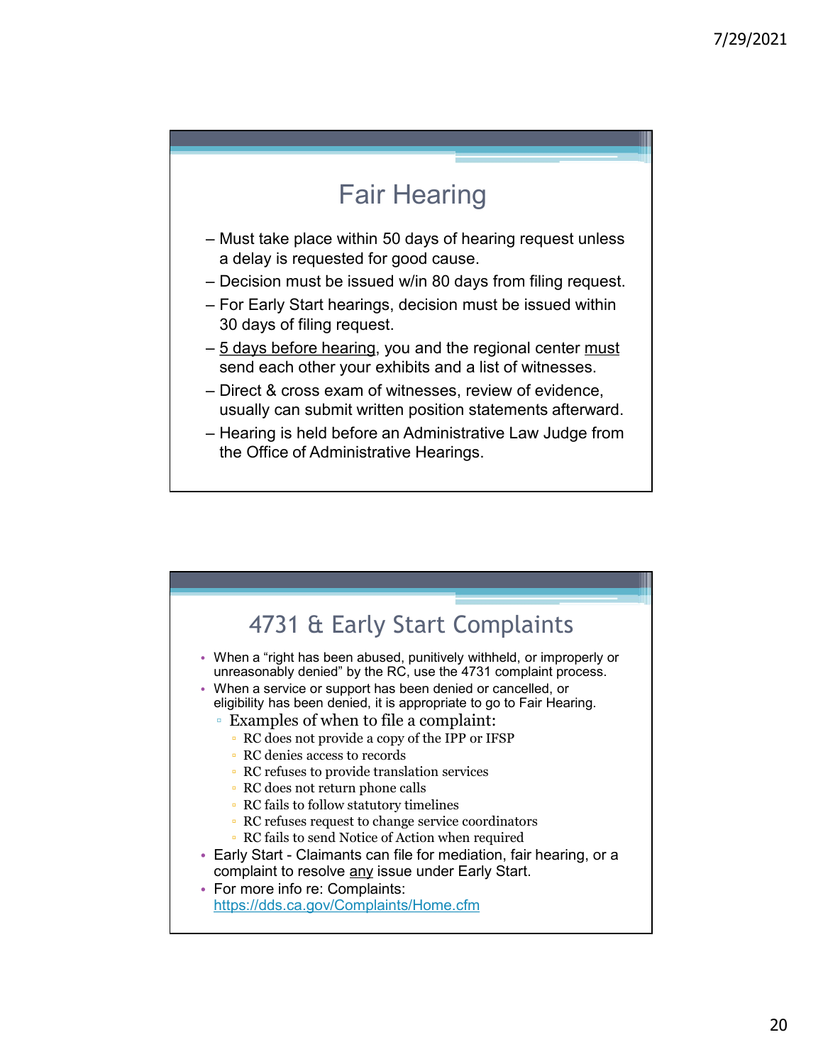## Fair Hearing

- Must take place within 50 days of hearing request unless a delay is requested for good cause.
- Decision must be issued w/in 80 days from filing request.
- For Early Start hearings, decision must be issued within 30 days of filing request.
- 5 days before hearing, you and the regional center must send each other your exhibits and a list of witnesses.
- Direct & cross exam of witnesses, review of evidence, usually can submit written position statements afterward.
- Hearing is held before an Administrative Law Judge from the Office of Administrative Hearings.

## 4731 & Early Start Complaints

- When a "right has been abused, punitively withheld, or improperly or unreasonably denied" by the RC, use the 4731 complaint process.
- When a service or support has been denied or cancelled, or eligibility has been denied, it is appropriate to go to Fair Hearing.
  - Examples of when to file a complaint:
    - RC does not provide a copy of the IPP or IFSP
    - RC denies access to records
    - RC refuses to provide translation services
    - RC does not return phone calls
    - RC fails to follow statutory timelines
    - RC refuses request to change service coordinators
    - RC fails to send Notice of Action when required
- Early Start - Claimants can file for mediation, fair hearing, or a complaint to resolve any issue under Early Start.
- For more info re: Complaints: https://dds.ca.gov/Complaints/Home.cfm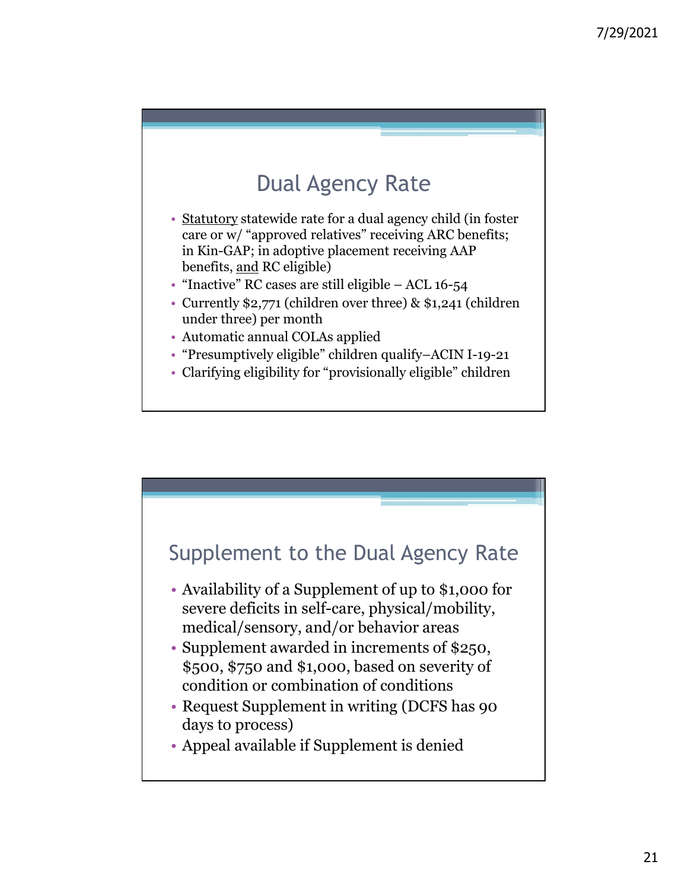## Dual Agency Rate

- <u>Statutory</u> statewide rate for a dual agency child (in foster care or w/ "approved relatives" receiving ARC benefits; in Kin-GAP; in adoptive placement receiving AAP benefits, <u>and</u> RC eligible)
- "Inactive" RC cases are still eligible – ACL 16-54
- Currently $2,771 (children over three) & $1,241 (children under three) per month
- Automatic annual COLAs applied
- "Presumptively eligible" children qualify–ACIN I-19-21
- Clarifying eligibility for "provisionally eligible" children

## Supplement to the Dual Agency Rate

- Availability of a Supplement of up to $1,000 for severe deficits in self-care, physical/mobility, medical/sensory, and/or behavior areas
- Supplement awarded in increments of $250, $500, $750 and $1,000, based on severity of condition or combination of conditions
- Request Supplement in writing (DCFS has 90 days to process)
- Appeal available if Supplement is denied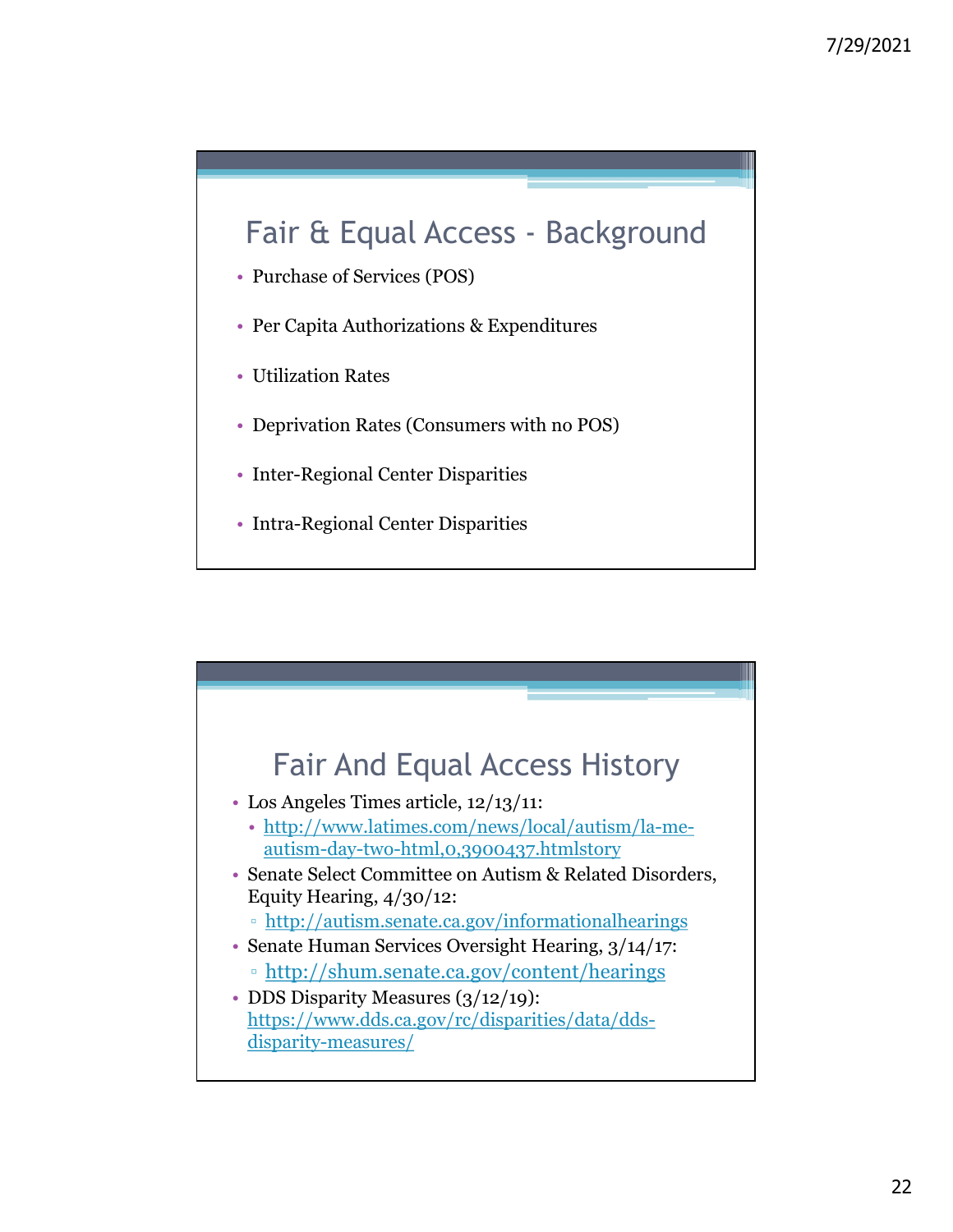## Fair & Equal Access - Background

- Purchase of Services (POS)
- Per Capita Authorizations & Expenditures
- Utilization Rates
- Deprivation Rates (Consumers with no POS)
- Inter-Regional Center Disparities
- Intra-Regional Center Disparities

## Fair And Equal Access History

- Los Angeles Times article, 12/13/11:
  - http://www.latimes.com/news/local/autism/la-me-autism-day-two-html,0,3900437.htmlstory
- Senate Select Committee on Autism & Related Disorders, Equity Hearing, 4/30/12:
  - http://autism.senate.ca.gov/informationalhearings
- Senate Human Services Oversight Hearing, 3/14/17:
  - http://shum.senate.ca.gov/content/hearings
- DDS Disparity Measures (3/12/19): https://www.dds.ca.gov/rc/disparities/data/dds-disparity-measures/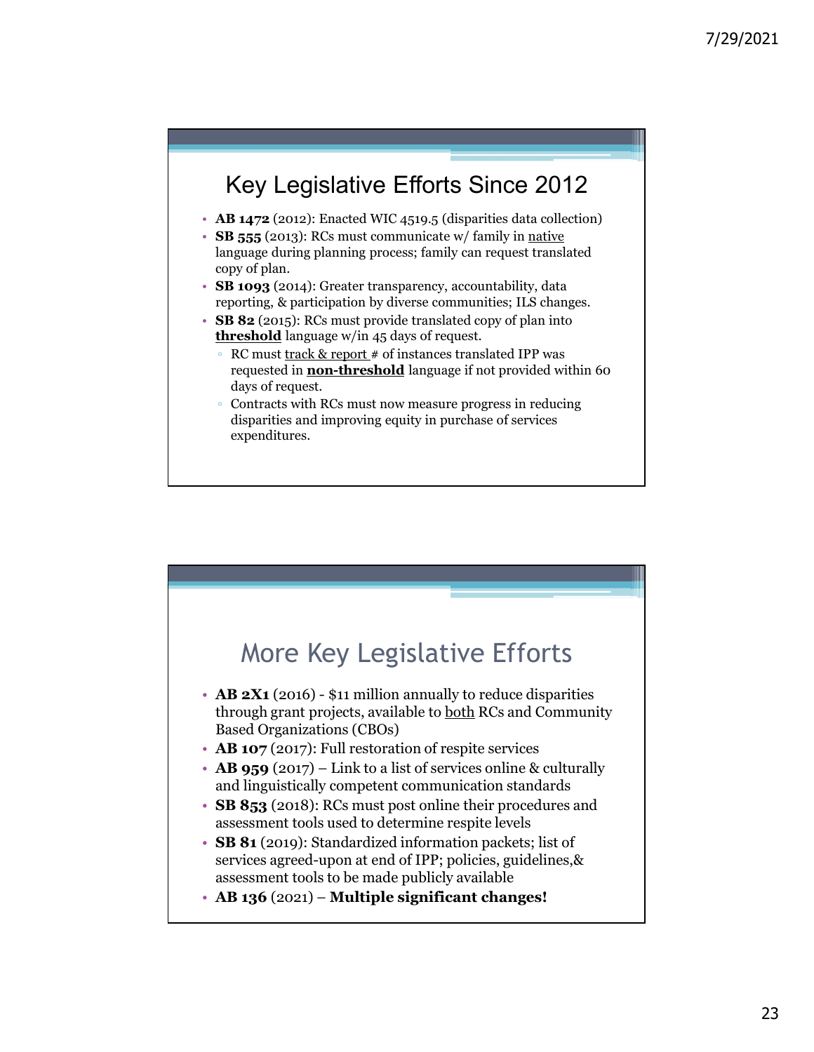## Key Legislative Efforts Since 2012

- **AB 1472** (2012): Enacted WIC 4519.5 (disparities data collection)
- **SB 555** (2013): RCs must communicate w/ family in <u>native</u> language during planning process; family can request translated copy of plan.
- **SB 1093** (2014): Greater transparency, accountability, data reporting, & participation by diverse communities; ILS changes.
- **SB 82** (2015): RCs must provide translated copy of plan into **<u>threshold</u>** language w/in 45 days of request.
  - RC must <u>track & report</u> # of instances translated IPP was requested in **<u>non-threshold</u>** language if not provided within 60 days of request.
  - Contracts with RCs must now measure progress in reducing disparities and improving equity in purchase of services expenditures.

## More Key Legislative Efforts

- **AB 2X1** (2016) - $11 million annually to reduce disparities through grant projects, available to <u>both</u> RCs and Community Based Organizations (CBOs)
- **AB 107** (2017): Full restoration of respite services
- **AB 959** (2017) – Link to a list of services online & culturally and linguistically competent communication standards
- **SB 853** (2018): RCs must post online their procedures and assessment tools used to determine respite levels
- **SB 81** (2019): Standardized information packets; list of services agreed-upon at end of IPP; policies, guidelines,& assessment tools to be made publicly available
- **AB 136** (2021) – **Multiple significant changes!**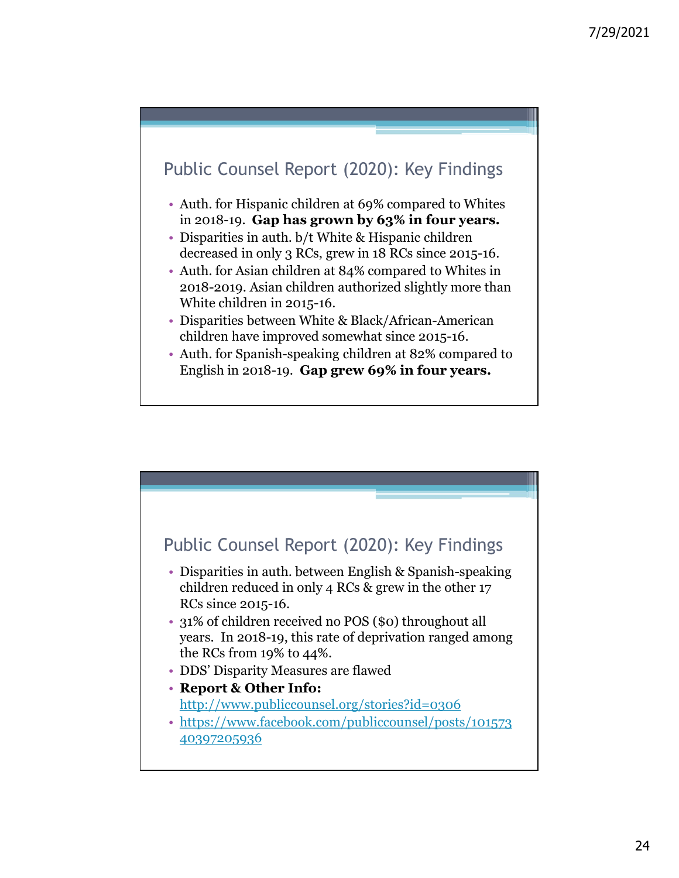## Public Counsel Report (2020): Key Findings

- Auth. for Hispanic children at 69% compared to Whites in 2018-19. **Gap has grown by 63% in four years.**
- Disparities in auth. b/t White & Hispanic children decreased in only 3 RCs, grew in 18 RCs since 2015-16.
- Auth. for Asian children at 84% compared to Whites in 2018-2019. Asian children authorized slightly more than White children in 2015-16.
- Disparities between White & Black/African-American children have improved somewhat since 2015-16.
- Auth. for Spanish-speaking children at 82% compared to English in 2018-19. **Gap grew 69% in four years.**

## Public Counsel Report (2020): Key Findings

- Disparities in auth. between English & Spanish-speaking children reduced in only 4 RCs & grew in the other 17 RCs since 2015-16.
- 31% of children received no POS ($0) throughout all years. In 2018-19, this rate of deprivation ranged among the RCs from 19% to 44%.
- DDS' Disparity Measures are flawed
- **Report & Other Info:** http://www.publiccounsel.org/stories?id=0306
- https://www.facebook.com/publiccounsel/posts/10157340397205936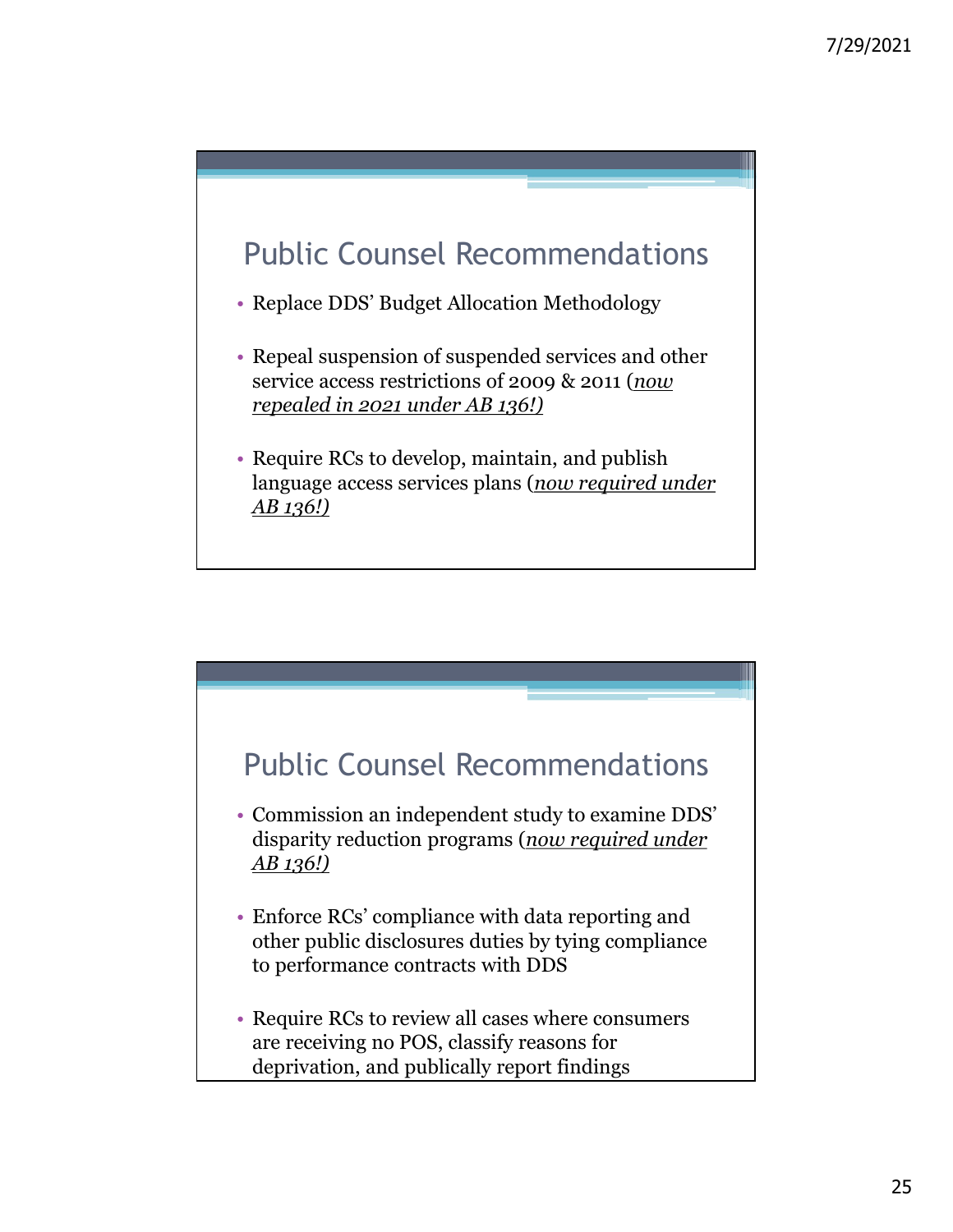## Public Counsel Recommendations

- Replace DDS' Budget Allocation Methodology
- Repeal suspension of suspended services and other service access restrictions of 2009 & 2011 (*now repealed in 2021 under AB 136!)*
- Require RCs to develop, maintain, and publish language access services plans (*now required under AB 136!)*

## Public Counsel Recommendations

- Commission an independent study to examine DDS' disparity reduction programs (*now required under AB 136!)*
- Enforce RCs' compliance with data reporting and other public disclosures duties by tying compliance to performance contracts with DDS
- Require RCs to review all cases where consumers are receiving no POS, classify reasons for deprivation, and publically report findings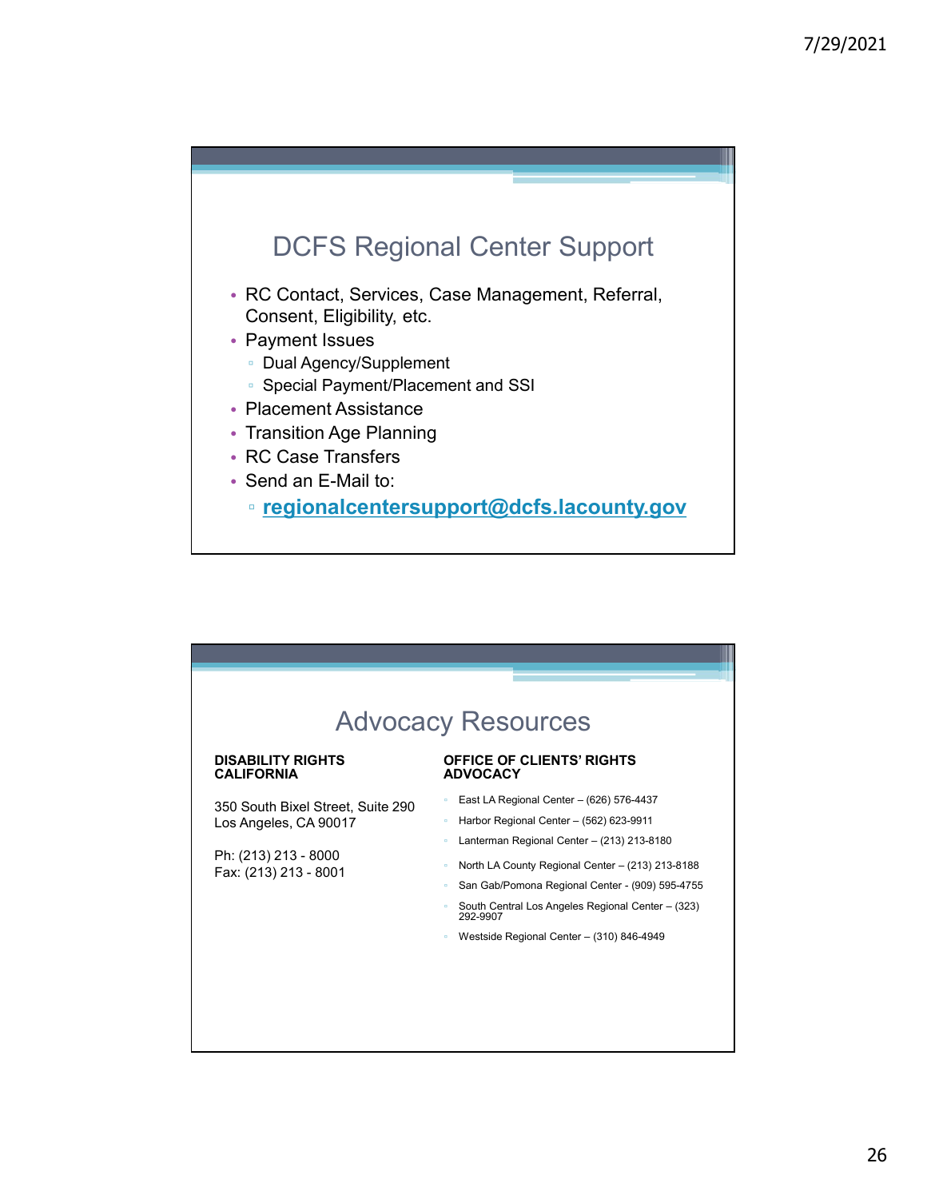## DCFS Regional Center Support

- RC Contact, Services, Case Management, Referral, Consent, Eligibility, etc.
- Payment Issues
  - Dual Agency/Supplement
  - Special Payment/Placement and SSI
- Placement Assistance
- Transition Age Planning
- RC Case Transfers
- Send an E-Mail to:
  - **regionalcentersupport@dcfs.lacounty.gov**

## Advocacy Resources

**DISABILITY RIGHTS CALIFORNIA**

350 South Bixel Street, Suite 290
Los Angeles, CA 90017

Ph: (213) 213 - 8000
Fax: (213) 213 - 8001

**OFFICE OF CLIENTS' RIGHTS ADVOCACY**

- East LA Regional Center – (626) 576-4437
- Harbor Regional Center – (562) 623-9911
- Lanterman Regional Center – (213) 213-8180
- North LA County Regional Center – (213) 213-8188
- San Gab/Pomona Regional Center - (909) 595-4755
- South Central Los Angeles Regional Center – (323) 292-9907
- Westside Regional Center – (310) 846-4949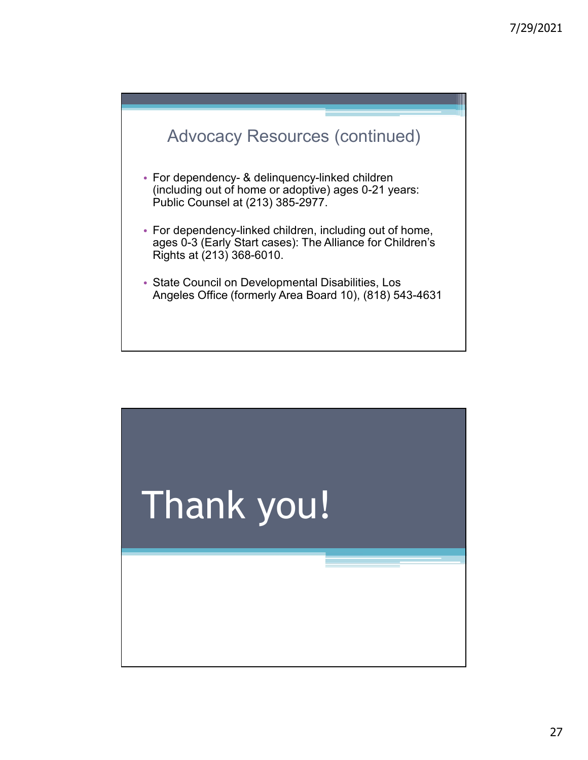## Advocacy Resources (continued)

- For dependency- & delinquency-linked children (including out of home or adoptive) ages 0-21 years: Public Counsel at (213) 385-2977.
- For dependency-linked children, including out of home, ages 0-3 (Early Start cases): The Alliance for Children's Rights at (213) 368-6010.
- State Council on Developmental Disabilities, Los Angeles Office (formerly Area Board 10), (818) 543-4631

# Thank you!